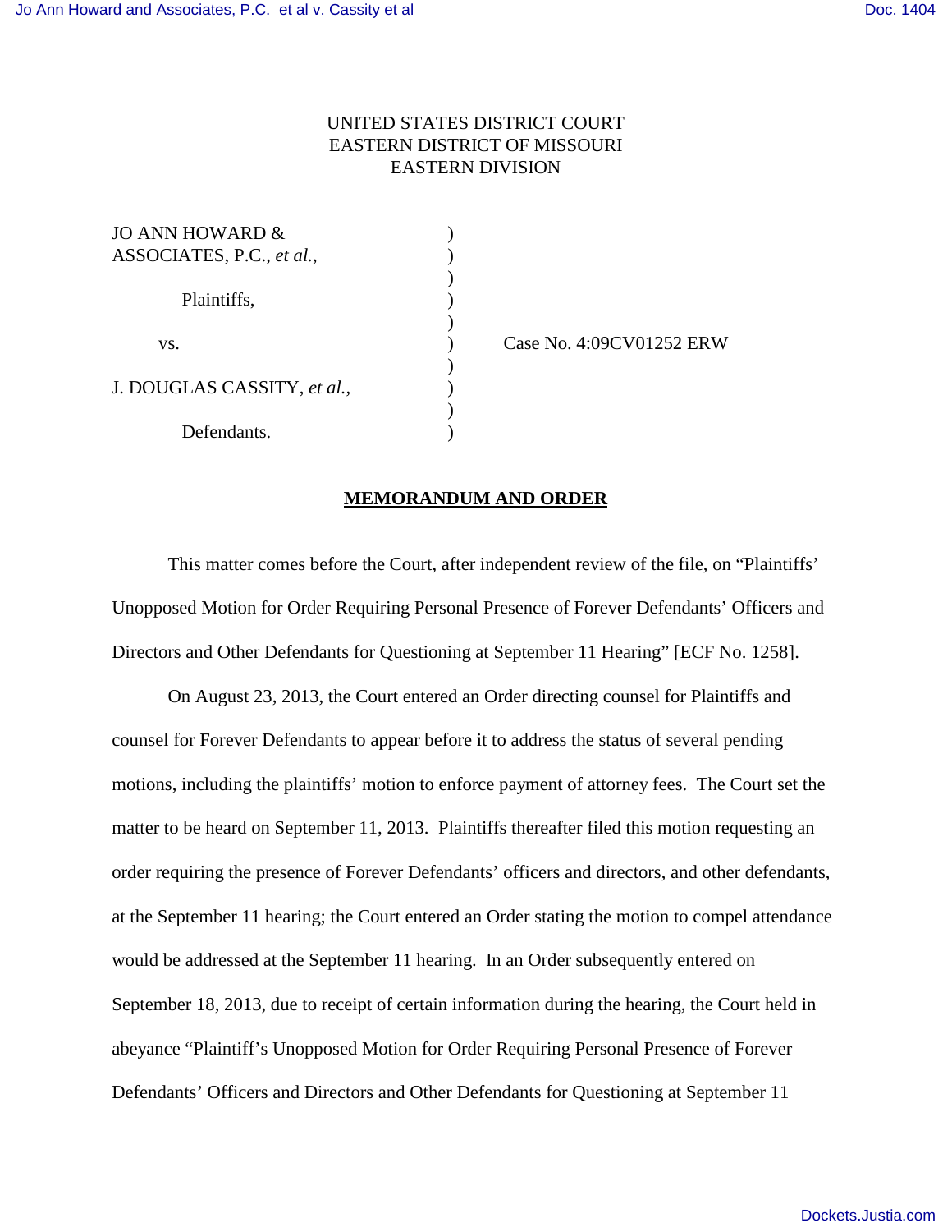UNITED STATES DISTRICT COURT
EASTERN DISTRICT OF MISSOURI
EASTERN DIVISION

| | | |
|---|---|---|
| JO ANN HOWARD & ASSOCIATES, P.C., *et al.*, | ) | |
| Plaintiffs, | ) | |
| vs. | ) | Case No. 4:09CV01252 ERW |
| J. DOUGLAS CASSITY, *et al.*, | ) | |
| Defendants. | ) | |

## MEMORANDUM AND ORDER

This matter comes before the Court, after independent review of the file, on "Plaintiffs' Unopposed Motion for Order Requiring Personal Presence of Forever Defendants' Officers and Directors and Other Defendants for Questioning at September 11 Hearing" [ECF No. 1258].

On August 23, 2013, the Court entered an Order directing counsel for Plaintiffs and counsel for Forever Defendants to appear before it to address the status of several pending motions, including the plaintiffs' motion to enforce payment of attorney fees. The Court set the matter to be heard on September 11, 2013. Plaintiffs thereafter filed this motion requesting an order requiring the presence of Forever Defendants' officers and directors, and other defendants, at the September 11 hearing; the Court entered an Order stating the motion to compel attendance would be addressed at the September 11 hearing. In an Order subsequently entered on September 18, 2013, due to receipt of certain information during the hearing, the Court held in abeyance "Plaintiff's Unopposed Motion for Order Requiring Personal Presence of Forever Defendants' Officers and Directors and Other Defendants for Questioning at September 11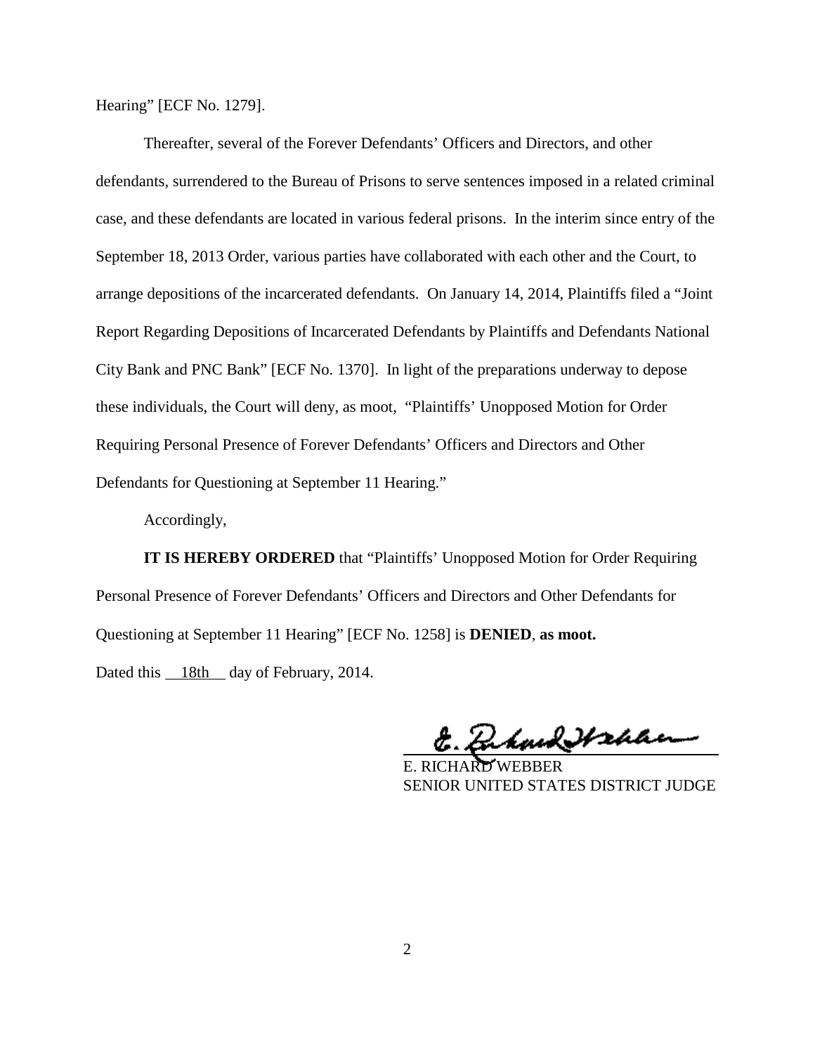Hearing" [ECF No. 1279].

Thereafter, several of the Forever Defendants' Officers and Directors, and other defendants, surrendered to the Bureau of Prisons to serve sentences imposed in a related criminal case, and these defendants are located in various federal prisons. In the interim since entry of the September 18, 2013 Order, various parties have collaborated with each other and the Court, to arrange depositions of the incarcerated defendants. On January 14, 2014, Plaintiffs filed a "Joint Report Regarding Depositions of Incarcerated Defendants by Plaintiffs and Defendants National City Bank and PNC Bank" [ECF No. 1370]. In light of the preparations underway to depose these individuals, the Court will deny, as moot, "Plaintiffs' Unopposed Motion for Order Requiring Personal Presence of Forever Defendants' Officers and Directors and Other Defendants for Questioning at September 11 Hearing."

Accordingly,

**IT IS HEREBY ORDERED** that "Plaintiffs' Unopposed Motion for Order Requiring Personal Presence of Forever Defendants' Officers and Directors and Other Defendants for Questioning at September 11 Hearing" [ECF No. 1258] is **DENIED**, **as moot.**

Dated this 18th day of February, 2014.

E. RICHARD WEBBER
SENIOR UNITED STATES DISTRICT JUDGE